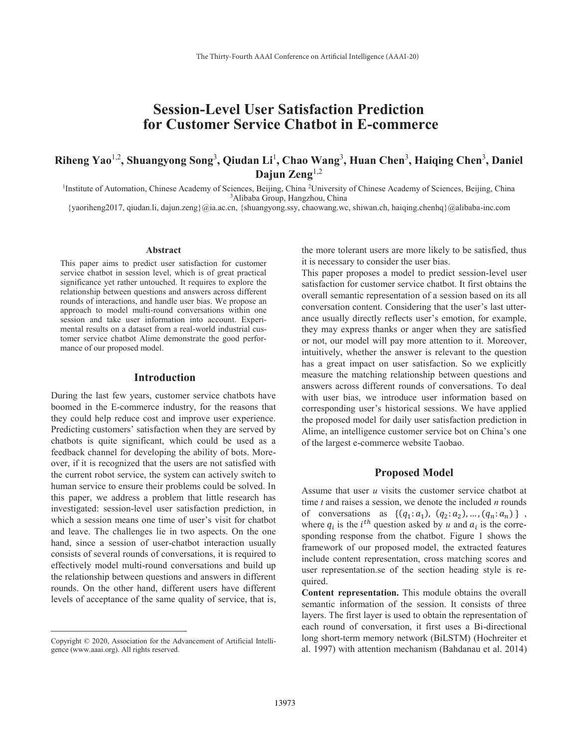# Session-Level User Satisfaction Prediction for Customer Service Chatbot in E-commerce

**Riheng Yao[1,2], Shuangyong Song[3], Qiudan Li[1], Chao Wang[3], Huan Chen[3], Haiqing Chen[3], Daniel Dajun Zeng[1,2]**

[1]Institute of Automation, Chinese Academy of Sciences, Beijing, China [2]University of Chinese Academy of Sciences, Beijing, China
[3]Alibaba Group, Hangzhou, China
{yaoriheng2017, qiudan.li, dajun.zeng}@ia.ac.cn, {shuangyong.ssy, chaowang.wc, shiwan.ch, haiqing.chenhq}@alibaba-inc.com

## Abstract

This paper aims to predict user satisfaction for customer service chatbot in session level, which is of great practical significance yet rather untouched. It requires to explore the relationship between questions and answers across different rounds of interactions, and handle user bias. We propose an approach to model multi-round conversations within one session and take user information into account. Experimental results on a dataset from a real-world industrial customer service chatbot Alime demonstrate the good performance of our proposed model.

## Introduction

During the last few years, customer service chatbots have boomed in the E-commerce industry, for the reasons that they could help reduce cost and improve user experience. Predicting customers' satisfaction when they are served by chatbots is quite significant, which could be used as a feedback channel for developing the ability of bots. Moreover, if it is recognized that the users are not satisfied with the current robot service, the system can actively switch to human service to ensure their problems could be solved. In this paper, we address a problem that little research has investigated: session-level user satisfaction prediction, in which a session means one time of user's visit for chatbot and leave. The challenges lie in two aspects. On the one hand, since a session of user-chatbot interaction usually consists of several rounds of conversations, it is required to effectively model multi-round conversations and build up the relationship between questions and answers in different rounds. On the other hand, different users have different levels of acceptance of the same quality of service, that is, the more tolerant users are more likely to be satisfied, thus it is necessary to consider the user bias.

This paper proposes a model to predict session-level user satisfaction for customer service chatbot. It first obtains the overall semantic representation of a session based on its all conversation content. Considering that the user's last utterance usually directly reflects user's emotion, for example, they may express thanks or anger when they are satisfied or not, our model will pay more attention to it. Moreover, intuitively, whether the answer is relevant to the question has a great impact on user satisfaction. So we explicitly measure the matching relationship between questions and answers across different rounds of conversations. To deal with user bias, we introduce user information based on corresponding user's historical sessions. We have applied the proposed model for daily user satisfaction prediction in Alime, an intelligence customer service bot on China's one of the largest e-commerce website Taobao.

## Proposed Model

Assume that user $u$ visits the customer service chatbot at time $t$ and raises a session, we denote the included $n$ rounds of conversations as $\{(q_1{:}\,a_1),\ (q_2{:}\,a_2), \dots, (q_n{:}\,a_n)\}$, where $q_i$ is the $i^{th}$ question asked by $u$ and $a_i$ is the corresponding response from the chatbot. Figure 1 shows the framework of our proposed model, the extracted features include content representation, cross matching scores and user representation.se of the section heading style is required.

**Content representation.** This module obtains the overall semantic information of the session. It consists of three layers. The first layer is used to obtain the representation of each round of conversation, it first uses a Bi-directional long short-term memory network (BiLSTM) (Hochreiter et al. 1997) with attention mechanism (Bahdanau et al. 2014)

---

Copyright © 2020, Association for the Advancement of Artificial Intelligence (www.aaai.org). All rights reserved.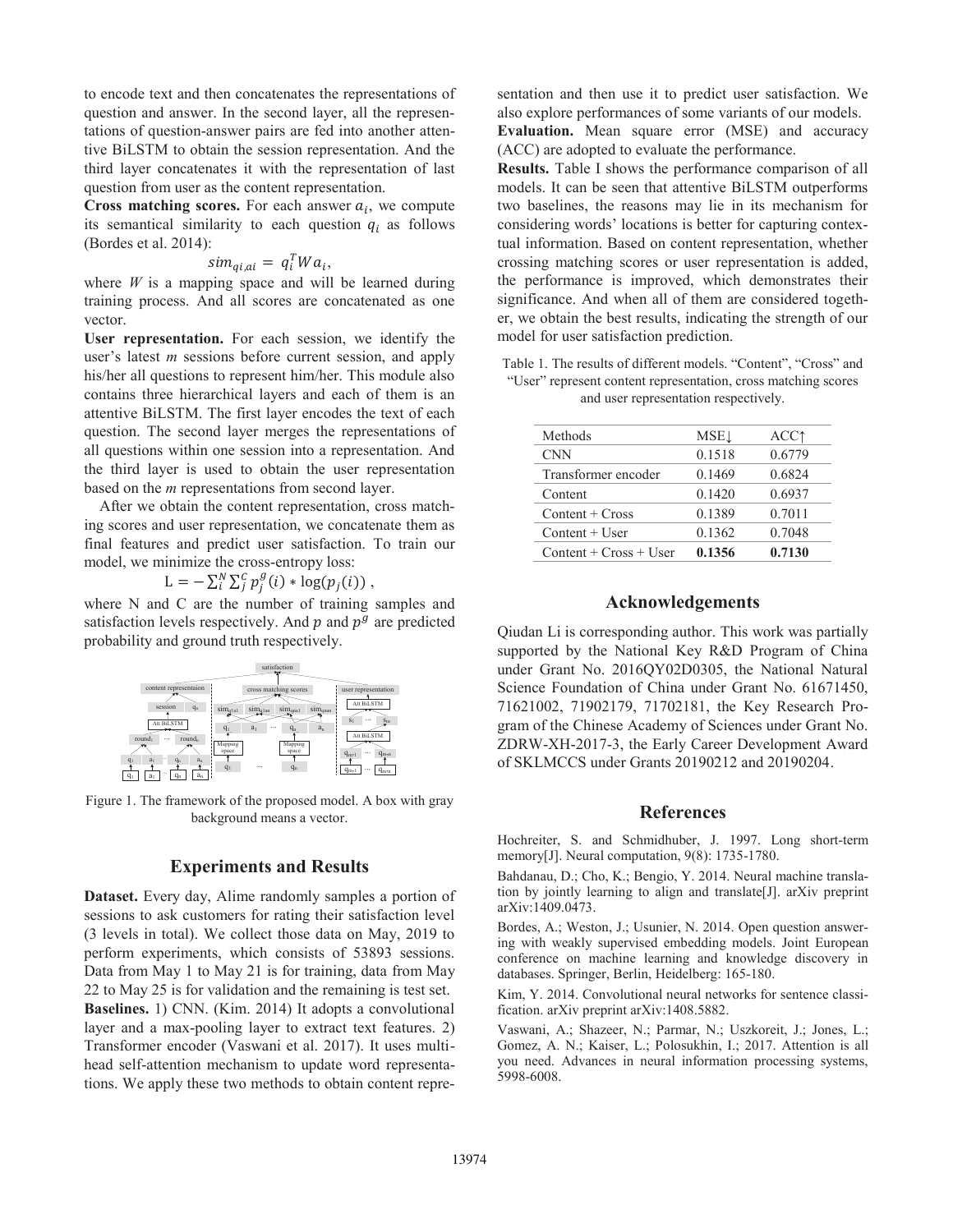to encode text and then concatenates the representations of question and answer. In the second layer, all the representations of question-answer pairs are fed into another attentive BiLSTM to obtain the session representation. And the third layer concatenates it with the representation of last question from user as the content representation.

**Cross matching scores.** For each answer $a_i$, we compute its semantical similarity to each question $q_i$ as follows (Bordes et al. 2014):

$$sim_{qi,ai} = q_i^T W a_i,$$

where $W$ is a mapping space and will be learned during training process. And all scores are concatenated as one vector.

**User representation.** For each session, we identify the user's latest *m* sessions before current session, and apply his/her all questions to represent him/her. This module also contains three hierarchical layers and each of them is an attentive BiLSTM. The first layer encodes the text of each question. The second layer merges the representations of all questions within one session into a representation. And the third layer is used to obtain the user representation based on the *m* representations from second layer.

After we obtain the content representation, cross matching scores and user representation, we concatenate them as final features and predict user satisfaction. To train our model, we minimize the cross-entropy loss:

$$\mathrm{L} = -\sum_i^N \sum_j^C p_j^g(i) * \log(p_j(i)),$$

where N and C are the number of training samples and satisfaction levels respectively. And $p$ and $p^g$ are predicted probability and ground truth respectively.

satisfaction

content representaion

cross matching scores

user representation

session

Att BiLSTM

Mapping space

Figure 1. The framework of the proposed model. A box with gray background means a vector.

## Experiments and Results

**Dataset.** Every day, Alime randomly samples a portion of sessions to ask customers for rating their satisfaction level (3 levels in total). We collect those data on May, 2019 to perform experiments, which consists of 53893 sessions. Data from May 1 to May 21 is for training, data from May 22 to May 25 is for validation and the remaining is test set.

**Baselines.** 1) CNN. (Kim. 2014) It adopts a convolutional layer and a max-pooling layer to extract text features. 2) Transformer encoder (Vaswani et al. 2017). It uses multi-head self-attention mechanism to update word representations. We apply these two methods to obtain content representation and then use it to predict user satisfaction. We also explore performances of some variants of our models.

**Evaluation.** Mean square error (MSE) and accuracy (ACC) are adopted to evaluate the performance.

**Results.** Table I shows the performance comparison of all models. It can be seen that attentive BiLSTM outperforms two baselines, the reasons may lie in its mechanism for considering words' locations is better for capturing contextual information. Based on content representation, whether crossing matching scores or user representation is added, the performance is improved, which demonstrates their significance. And when all of them are considered together, we obtain the best results, indicating the strength of our model for user satisfaction prediction.

Table 1. The results of different models. "Content", "Cross" and "User" represent content representation, cross matching scores and user representation respectively.

| Methods | MSE↓ | ACC↑ |
|---|---|---|
| CNN | 0.1518 | 0.6779 |
| Transformer encoder | 0.1469 | 0.6824 |
| Content | 0.1420 | 0.6937 |
| Content + Cross | 0.1389 | 0.7011 |
| Content + User | 0.1362 | 0.7048 |
| Content + Cross + User | **0.1356** | **0.7130** |

## Acknowledgements

Qiudan Li is corresponding author. This work was partially supported by the National Key R&D Program of China under Grant No. 2016QY02D0305, the National Natural Science Foundation of China under Grant No. 61671450, 71621002, 71902179, 71702181, the Key Research Program of the Chinese Academy of Sciences under Grant No. ZDRW-XH-2017-3, the Early Career Development Award of SKLMCCS under Grants 20190212 and 20190204.

## References

Hochreiter, S. and Schmidhuber, J. 1997. Long short-term memory[J]. Neural computation, 9(8): 1735-1780.

Bahdanau, D.; Cho, K.; Bengio, Y. 2014. Neural machine translation by jointly learning to align and translate[J]. arXiv preprint arXiv:1409.0473.

Bordes, A.; Weston, J.; Usunier, N. 2014. Open question answering with weakly supervised embedding models. Joint European conference on machine learning and knowledge discovery in databases. Springer, Berlin, Heidelberg: 165-180.

Kim, Y. 2014. Convolutional neural networks for sentence classification. arXiv preprint arXiv:1408.5882.

Vaswani, A.; Shazeer, N.; Parmar, N.; Uszkoreit, J.; Jones, L.; Gomez, A. N.; Kaiser, L.; Polosukhin, I.; 2017. Attention is all you need. Advances in neural information processing systems, 5998-6008.